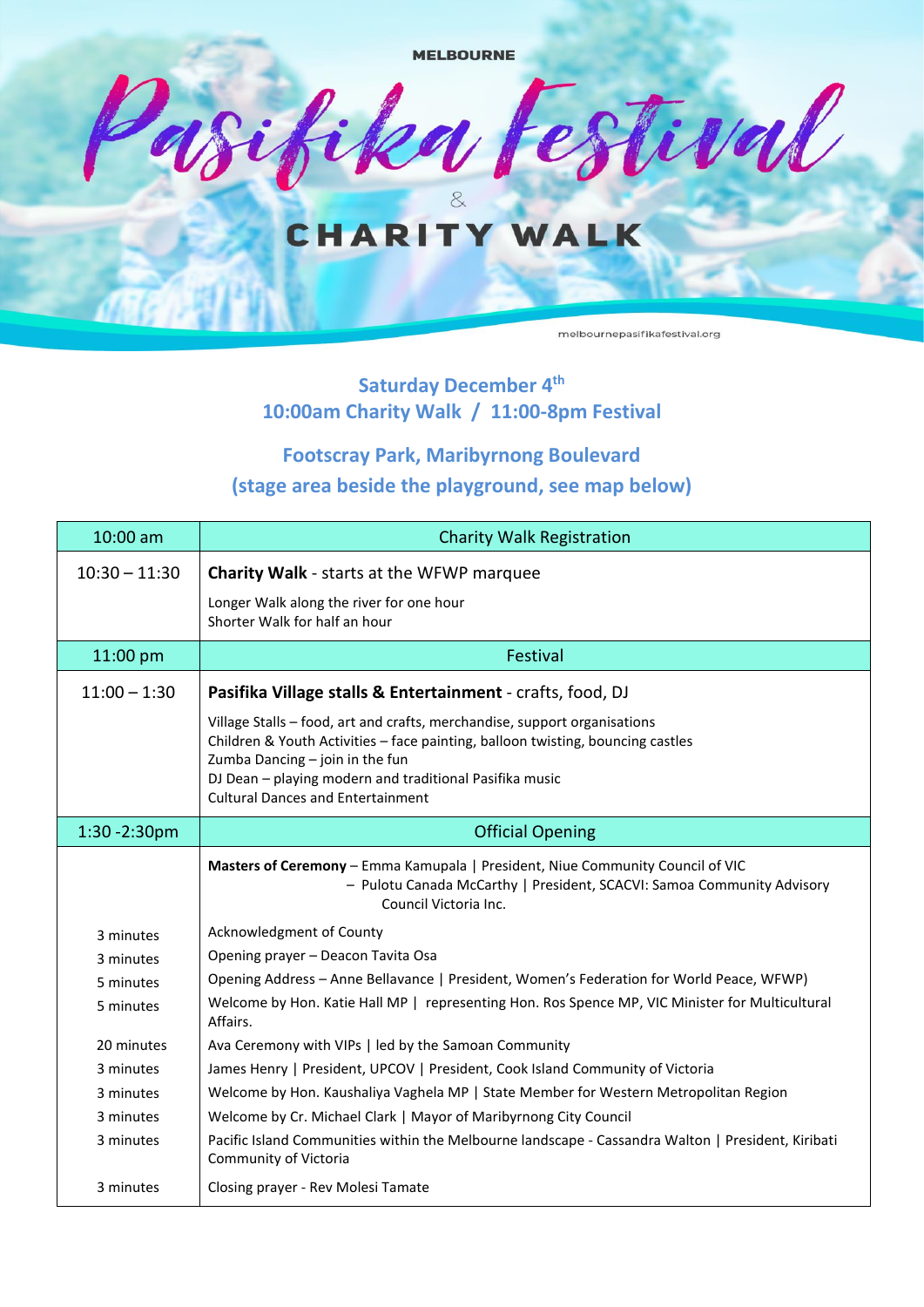MELBOURNE

# Pasifika Festival

&

## CHARITY WALK

melbournepasifikafestival.org

**Saturday December 4th**
**10:00am Charity Walk / 11:00-8pm Festival**

**Footscray Park, Maribyrnong Boulevard**
**(stage area beside the playground, see map below)**

| 10:00 am | Charity Walk Registration |
|---|---|
| 10:30 – 11:30 | **Charity Walk** - starts at the WFWP marquee<br>Longer Walk along the river for one hour<br>Shorter Walk for half an hour |
| 11:00 pm | Festival |
| 11:00 – 1:30 | **Pasifika Village stalls & Entertainment** - crafts, food, DJ<br>Village Stalls – food, art and crafts, merchandise, support organisations<br>Children & Youth Activities – face painting, balloon twisting, bouncing castles<br>Zumba Dancing – join in the fun<br>DJ Dean – playing modern and traditional Pasifika music<br>Cultural Dances and Entertainment |
| 1:30 -2:30pm | Official Opening |
| | **Masters of Ceremony** – Emma Kamupala \| President, Niue Community Council of VIC<br>– Pulotu Canada McCarthy \| President, SCACVI: Samoa Community Advisory Council Victoria Inc. |
| 3 minutes | Acknowledgment of County |
| 3 minutes | Opening prayer – Deacon Tavita Osa |
| 5 minutes | Opening Address – Anne Bellavance \| President, Women's Federation for World Peace, WFWP) |
| 5 minutes | Welcome by Hon. Katie Hall MP \| representing Hon. Ros Spence MP, VIC Minister for Multicultural Affairs. |
| 20 minutes | Ava Ceremony with VIPs \| led by the Samoan Community |
| 3 minutes | James Henry \| President, UPCOV \| President, Cook Island Community of Victoria |
| 3 minutes | Welcome by Hon. Kaushaliya Vaghela MP \| State Member for Western Metropolitan Region |
| 3 minutes | Welcome by Cr. Michael Clark \| Mayor of Maribyrnong City Council |
| 3 minutes | Pacific Island Communities within the Melbourne landscape - Cassandra Walton \| President, Kiribati Community of Victoria |
| 3 minutes | Closing prayer - Rev Molesi Tamate |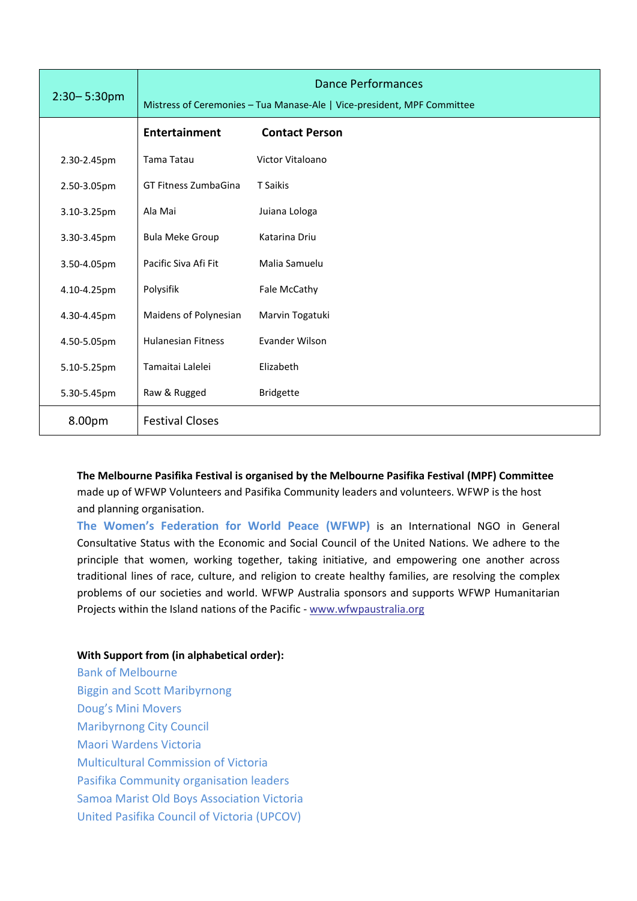| 2:30– 5:30pm | Dance Performances<br>Mistress of Ceremonies – Tua Manase-Ale \| Vice-president, MPF Committee | |
|---|---|---|
| | **Entertainment** | **Contact Person** |
| 2.30-2.45pm | Tama Tatau | Victor Vitaloano |
| 2.50-3.05pm | GT Fitness ZumbaGina | T Saikis |
| 3.10-3.25pm | Ala Mai | Juiana Lologa |
| 3.30-3.45pm | Bula Meke Group | Katarina Driu |
| 3.50-4.05pm | Pacific Siva Afi Fit | Malia Samuelu |
| 4.10-4.25pm | Polysifik | Fale McCathy |
| 4.30-4.45pm | Maidens of Polynesian | Marvin Togatuki |
| 4.50-5.05pm | Hulanesian Fitness | Evander Wilson |
| 5.10-5.25pm | Tamaitai Lalelei | Elizabeth |
| 5.30-5.45pm | Raw & Rugged | Bridgette |
| 8.00pm | Festival Closes | |

**The Melbourne Pasifika Festival is organised by the Melbourne Pasifika Festival (MPF) Committee** made up of WFWP Volunteers and Pasifika Community leaders and volunteers. WFWP is the host and planning organisation.

**The Women's Federation for World Peace (WFWP)** is an International NGO in General Consultative Status with the Economic and Social Council of the United Nations. We adhere to the principle that women, working together, taking initiative, and empowering one another across traditional lines of race, culture, and religion to create healthy families, are resolving the complex problems of our societies and world. WFWP Australia sponsors and supports WFWP Humanitarian Projects within the Island nations of the Pacific - www.wfwpaustralia.org

**With Support from (in alphabetical order):**

Bank of Melbourne
Biggin and Scott Maribyrnong
Doug's Mini Movers
Maribyrnong City Council
Maori Wardens Victoria
Multicultural Commission of Victoria
Pasifika Community organisation leaders
Samoa Marist Old Boys Association Victoria
United Pasifika Council of Victoria (UPCOV)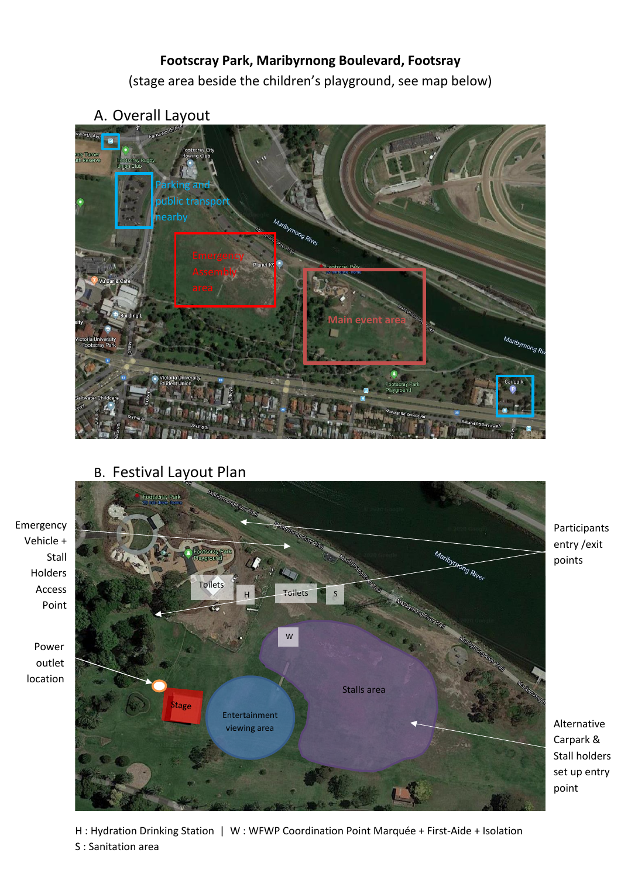**Footscray Park, Maribyrnong Boulevard, Footsray**

(stage area beside the children's playground, see map below)

## A. Overall Layout

Parking and public transport nearby

Emergency Assembly area

Main event area

## B. Festival Layout Plan

Emergency Vehicle + Stall Holders Access Point

Power outlet location

Participants entry /exit points

Alternative Carpark & Stall holders set up entry point

Toilets

H

Toilets

S

W

Stage

Entertainment viewing area

Stalls area

H : Hydration Drinking Station | W : WFWP Coordination Point Marquée + First-Aide + Isolation

S : Sanitation area